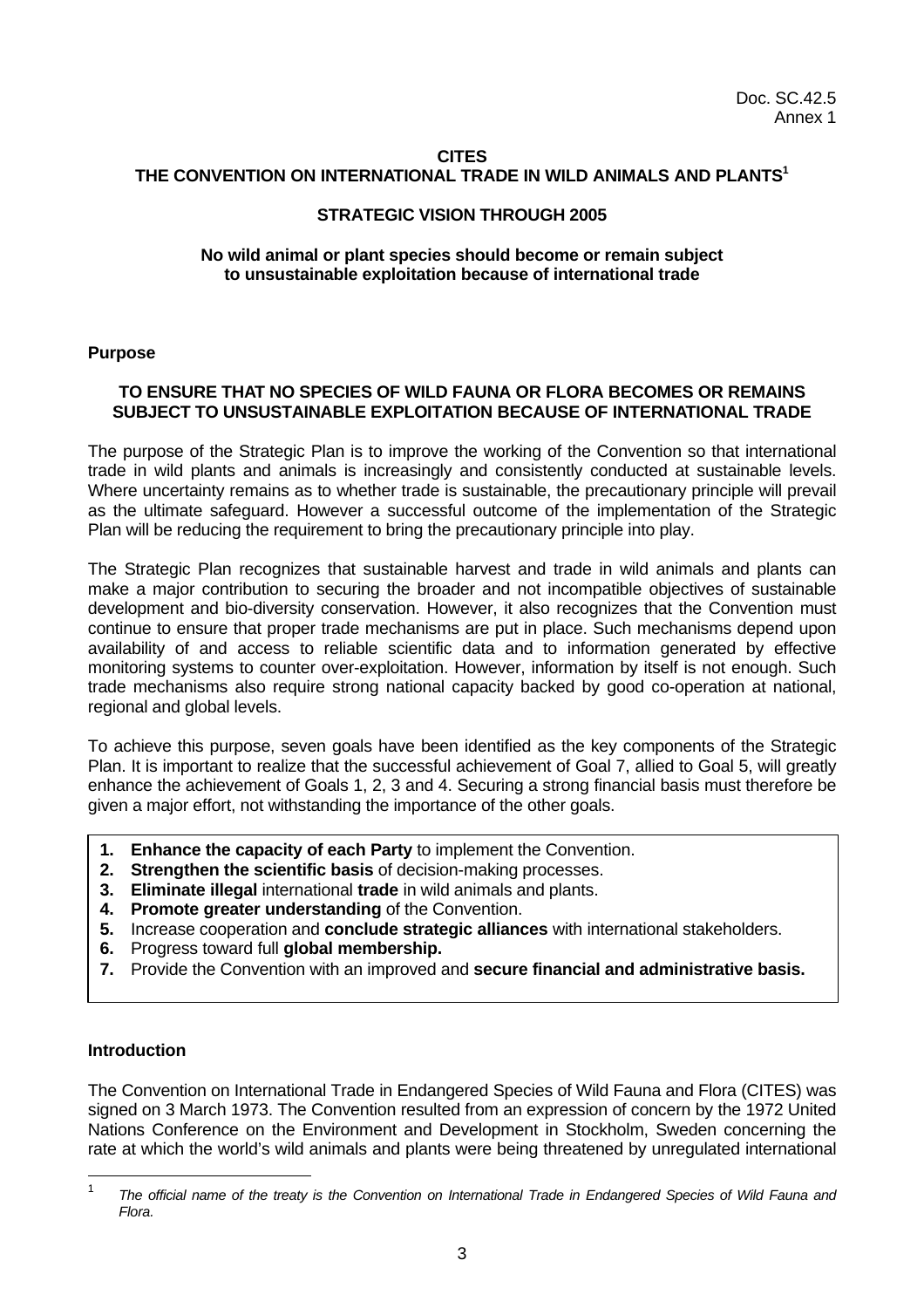Doc. SC.42.5
Annex 1

**CITES**
**THE CONVENTION ON INTERNATIONAL TRADE IN WILD ANIMALS AND PLANTS[1]**

**STRATEGIC VISION THROUGH 2005**

**No wild animal or plant species should become or remain subject to unsustainable exploitation because of international trade**

**Purpose**

**TO ENSURE THAT NO SPECIES OF WILD FAUNA OR FLORA BECOMES OR REMAINS SUBJECT TO UNSUSTAINABLE EXPLOITATION BECAUSE OF INTERNATIONAL TRADE**

The purpose of the Strategic Plan is to improve the working of the Convention so that international trade in wild plants and animals is increasingly and consistently conducted at sustainable levels. Where uncertainty remains as to whether trade is sustainable, the precautionary principle will prevail as the ultimate safeguard. However a successful outcome of the implementation of the Strategic Plan will be reducing the requirement to bring the precautionary principle into play.

The Strategic Plan recognizes that sustainable harvest and trade in wild animals and plants can make a major contribution to securing the broader and not incompatible objectives of sustainable development and bio-diversity conservation. However, it also recognizes that the Convention must continue to ensure that proper trade mechanisms are put in place. Such mechanisms depend upon availability of and access to reliable scientific data and to information generated by effective monitoring systems to counter over-exploitation. However, information by itself is not enough. Such trade mechanisms also require strong national capacity backed by good co-operation at national, regional and global levels.

To achieve this purpose, seven goals have been identified as the key components of the Strategic Plan. It is important to realize that the successful achievement of Goal 7, allied to Goal 5, will greatly enhance the achievement of Goals 1, 2, 3 and 4. Securing a strong financial basis must therefore be given a major effort, not withstanding the importance of the other goals.

1. **Enhance the capacity of each Party** to implement the Convention.
2. **Strengthen the scientific basis** of decision-making processes.
3. **Eliminate illegal** international **trade** in wild animals and plants.
4. **Promote greater understanding** of the Convention.
5. Increase cooperation and **conclude strategic alliances** with international stakeholders.
6. Progress toward full **global membership.**
7. Provide the Convention with an improved and **secure financial and administrative basis.**

**Introduction**

The Convention on International Trade in Endangered Species of Wild Fauna and Flora (CITES) was signed on 3 March 1973. The Convention resulted from an expression of concern by the 1972 United Nations Conference on the Environment and Development in Stockholm, Sweden concerning the rate at which the world's wild animals and plants were being threatened by unregulated international

[1] *The official name of the treaty is the Convention on International Trade in Endangered Species of Wild Fauna and Flora.*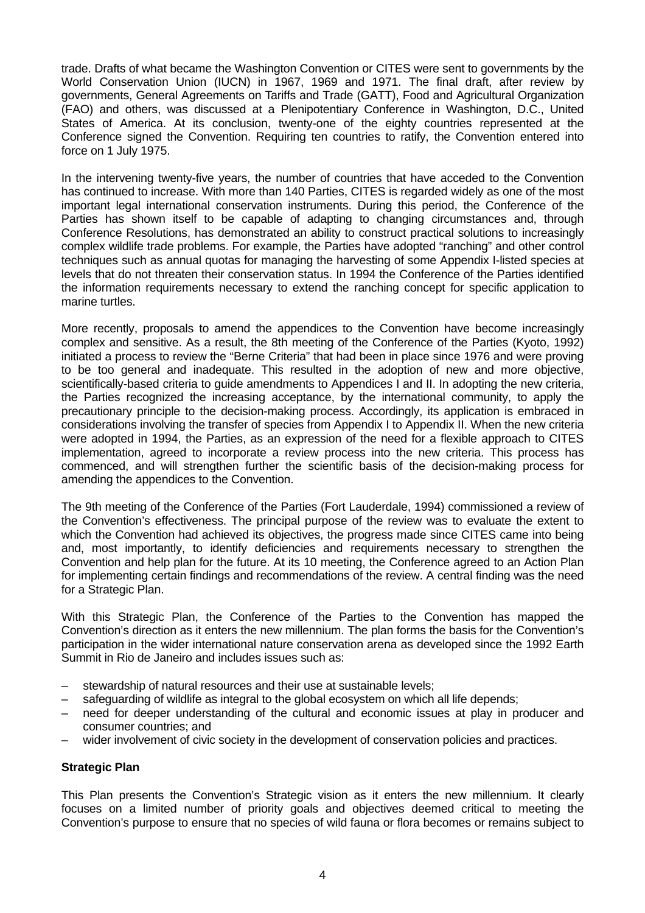trade. Drafts of what became the Washington Convention or CITES were sent to governments by the World Conservation Union (IUCN) in 1967, 1969 and 1971. The final draft, after review by governments, General Agreements on Tariffs and Trade (GATT), Food and Agricultural Organization (FAO) and others, was discussed at a Plenipotentiary Conference in Washington, D.C., United States of America. At its conclusion, twenty-one of the eighty countries represented at the Conference signed the Convention. Requiring ten countries to ratify, the Convention entered into force on 1 July 1975.

In the intervening twenty-five years, the number of countries that have acceded to the Convention has continued to increase. With more than 140 Parties, CITES is regarded widely as one of the most important legal international conservation instruments. During this period, the Conference of the Parties has shown itself to be capable of adapting to changing circumstances and, through Conference Resolutions, has demonstrated an ability to construct practical solutions to increasingly complex wildlife trade problems. For example, the Parties have adopted "ranching" and other control techniques such as annual quotas for managing the harvesting of some Appendix I-listed species at levels that do not threaten their conservation status. In 1994 the Conference of the Parties identified the information requirements necessary to extend the ranching concept for specific application to marine turtles.

More recently, proposals to amend the appendices to the Convention have become increasingly complex and sensitive. As a result, the 8th meeting of the Conference of the Parties (Kyoto, 1992) initiated a process to review the "Berne Criteria" that had been in place since 1976 and were proving to be too general and inadequate. This resulted in the adoption of new and more objective, scientifically-based criteria to guide amendments to Appendices I and II. In adopting the new criteria, the Parties recognized the increasing acceptance, by the international community, to apply the precautionary principle to the decision-making process. Accordingly, its application is embraced in considerations involving the transfer of species from Appendix I to Appendix II. When the new criteria were adopted in 1994, the Parties, as an expression of the need for a flexible approach to CITES implementation, agreed to incorporate a review process into the new criteria. This process has commenced, and will strengthen further the scientific basis of the decision-making process for amending the appendices to the Convention.

The 9th meeting of the Conference of the Parties (Fort Lauderdale, 1994) commissioned a review of the Convention's effectiveness. The principal purpose of the review was to evaluate the extent to which the Convention had achieved its objectives, the progress made since CITES came into being and, most importantly, to identify deficiencies and requirements necessary to strengthen the Convention and help plan for the future. At its 10 meeting, the Conference agreed to an Action Plan for implementing certain findings and recommendations of the review. A central finding was the need for a Strategic Plan.

With this Strategic Plan, the Conference of the Parties to the Convention has mapped the Convention's direction as it enters the new millennium. The plan forms the basis for the Convention's participation in the wider international nature conservation arena as developed since the 1992 Earth Summit in Rio de Janeiro and includes issues such as:

- stewardship of natural resources and their use at sustainable levels;
- safeguarding of wildlife as integral to the global ecosystem on which all life depends;
- need for deeper understanding of the cultural and economic issues at play in producer and consumer countries; and
- wider involvement of civic society in the development of conservation policies and practices.

**Strategic Plan**

This Plan presents the Convention's Strategic vision as it enters the new millennium. It clearly focuses on a limited number of priority goals and objectives deemed critical to meeting the Convention's purpose to ensure that no species of wild fauna or flora becomes or remains subject to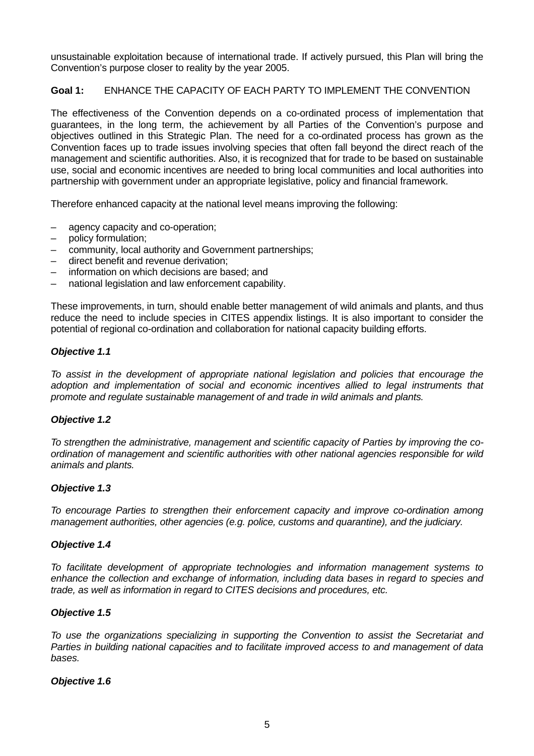unsustainable exploitation because of international trade. If actively pursued, this Plan will bring the Convention's purpose closer to reality by the year 2005.

**Goal 1:** ENHANCE THE CAPACITY OF EACH PARTY TO IMPLEMENT THE CONVENTION

The effectiveness of the Convention depends on a co-ordinated process of implementation that guarantees, in the long term, the achievement by all Parties of the Convention's purpose and objectives outlined in this Strategic Plan. The need for a co-ordinated process has grown as the Convention faces up to trade issues involving species that often fall beyond the direct reach of the management and scientific authorities. Also, it is recognized that for trade to be based on sustainable use, social and economic incentives are needed to bring local communities and local authorities into partnership with government under an appropriate legislative, policy and financial framework.

Therefore enhanced capacity at the national level means improving the following:

- agency capacity and co-operation;
- policy formulation;
- community, local authority and Government partnerships;
- direct benefit and revenue derivation;
- information on which decisions are based; and
- national legislation and law enforcement capability.

These improvements, in turn, should enable better management of wild animals and plants, and thus reduce the need to include species in CITES appendix listings. It is also important to consider the potential of regional co-ordination and collaboration for national capacity building efforts.

***Objective 1.1***

*To assist in the development of appropriate national legislation and policies that encourage the adoption and implementation of social and economic incentives allied to legal instruments that promote and regulate sustainable management of and trade in wild animals and plants.*

***Objective 1.2***

*To strengthen the administrative, management and scientific capacity of Parties by improving the co-ordination of management and scientific authorities with other national agencies responsible for wild animals and plants.*

***Objective 1.3***

*To encourage Parties to strengthen their enforcement capacity and improve co-ordination among management authorities, other agencies (e.g. police, customs and quarantine), and the judiciary.*

***Objective 1.4***

*To facilitate development of appropriate technologies and information management systems to enhance the collection and exchange of information, including data bases in regard to species and trade, as well as information in regard to CITES decisions and procedures, etc.*

***Objective 1.5***

*To use the organizations specializing in supporting the Convention to assist the Secretariat and Parties in building national capacities and to facilitate improved access to and management of data bases.*

***Objective 1.6***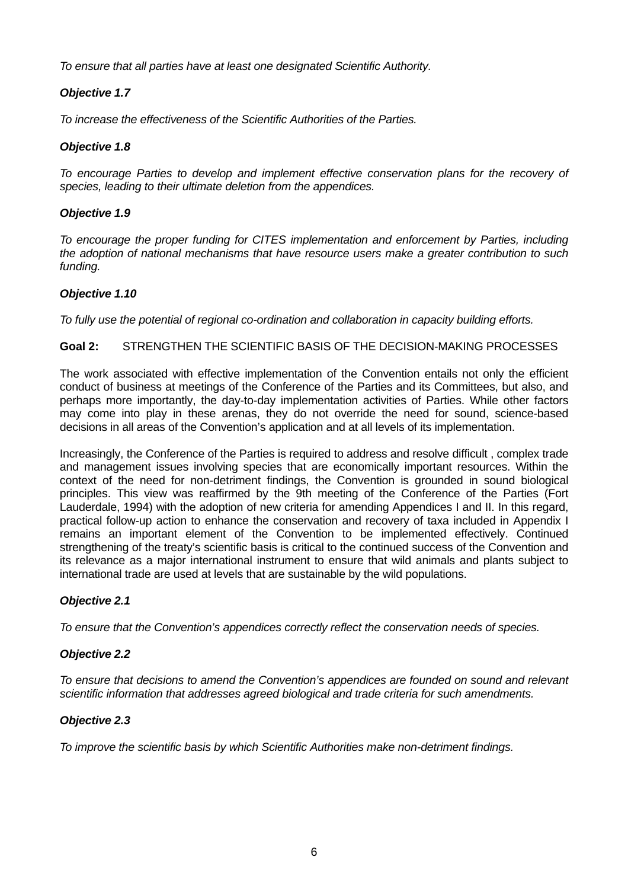*To ensure that all parties have at least one designated Scientific Authority.*

***Objective 1.7***

*To increase the effectiveness of the Scientific Authorities of the Parties.*

***Objective 1.8***

*To encourage Parties to develop and implement effective conservation plans for the recovery of species, leading to their ultimate deletion from the appendices.*

***Objective 1.9***

*To encourage the proper funding for CITES implementation and enforcement by Parties, including the adoption of national mechanisms that have resource users make a greater contribution to such funding.*

***Objective 1.10***

*To fully use the potential of regional co-ordination and collaboration in capacity building efforts.*

**Goal 2:** STRENGTHEN THE SCIENTIFIC BASIS OF THE DECISION-MAKING PROCESSES

The work associated with effective implementation of the Convention entails not only the efficient conduct of business at meetings of the Conference of the Parties and its Committees, but also, and perhaps more importantly, the day-to-day implementation activities of Parties. While other factors may come into play in these arenas, they do not override the need for sound, science-based decisions in all areas of the Convention's application and at all levels of its implementation.

Increasingly, the Conference of the Parties is required to address and resolve difficult , complex trade and management issues involving species that are economically important resources. Within the context of the need for non-detriment findings, the Convention is grounded in sound biological principles. This view was reaffirmed by the 9th meeting of the Conference of the Parties (Fort Lauderdale, 1994) with the adoption of new criteria for amending Appendices I and II. In this regard, practical follow-up action to enhance the conservation and recovery of taxa included in Appendix I remains an important element of the Convention to be implemented effectively. Continued strengthening of the treaty's scientific basis is critical to the continued success of the Convention and its relevance as a major international instrument to ensure that wild animals and plants subject to international trade are used at levels that are sustainable by the wild populations.

***Objective 2.1***

*To ensure that the Convention's appendices correctly reflect the conservation needs of species.*

***Objective 2.2***

*To ensure that decisions to amend the Convention's appendices are founded on sound and relevant scientific information that addresses agreed biological and trade criteria for such amendments.*

***Objective 2.3***

*To improve the scientific basis by which Scientific Authorities make non-detriment findings.*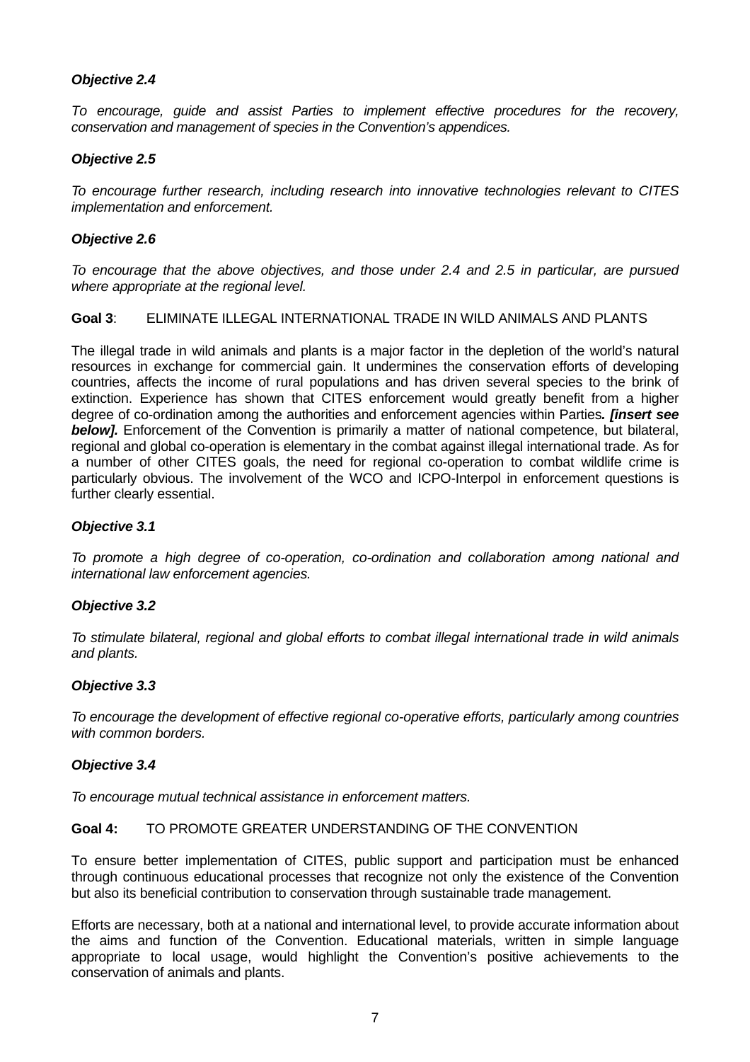***Objective 2.4***

*To encourage, guide and assist Parties to implement effective procedures for the recovery, conservation and management of species in the Convention's appendices.*

***Objective 2.5***

*To encourage further research, including research into innovative technologies relevant to CITES implementation and enforcement.*

***Objective 2.6***

*To encourage that the above objectives, and those under 2.4 and 2.5 in particular, are pursued where appropriate at the regional level.*

**Goal 3**: ELIMINATE ILLEGAL INTERNATIONAL TRADE IN WILD ANIMALS AND PLANTS

The illegal trade in wild animals and plants is a major factor in the depletion of the world's natural resources in exchange for commercial gain. It undermines the conservation efforts of developing countries, affects the income of rural populations and has driven several species to the brink of extinction. Experience has shown that CITES enforcement would greatly benefit from a higher degree of co-ordination among the authorities and enforcement agencies within Parties***. [insert see below].*** Enforcement of the Convention is primarily a matter of national competence, but bilateral, regional and global co-operation is elementary in the combat against illegal international trade. As for a number of other CITES goals, the need for regional co-operation to combat wildlife crime is particularly obvious. The involvement of the WCO and ICPO-Interpol in enforcement questions is further clearly essential.

***Objective 3.1***

*To promote a high degree of co-operation, co-ordination and collaboration among national and international law enforcement agencies.*

***Objective 3.2***

*To stimulate bilateral, regional and global efforts to combat illegal international trade in wild animals and plants.*

***Objective 3.3***

*To encourage the development of effective regional co-operative efforts, particularly among countries with common borders.*

***Objective 3.4***

*To encourage mutual technical assistance in enforcement matters.*

**Goal 4:** TO PROMOTE GREATER UNDERSTANDING OF THE CONVENTION

To ensure better implementation of CITES, public support and participation must be enhanced through continuous educational processes that recognize not only the existence of the Convention but also its beneficial contribution to conservation through sustainable trade management.

Efforts are necessary, both at a national and international level, to provide accurate information about the aims and function of the Convention. Educational materials, written in simple language appropriate to local usage, would highlight the Convention's positive achievements to the conservation of animals and plants.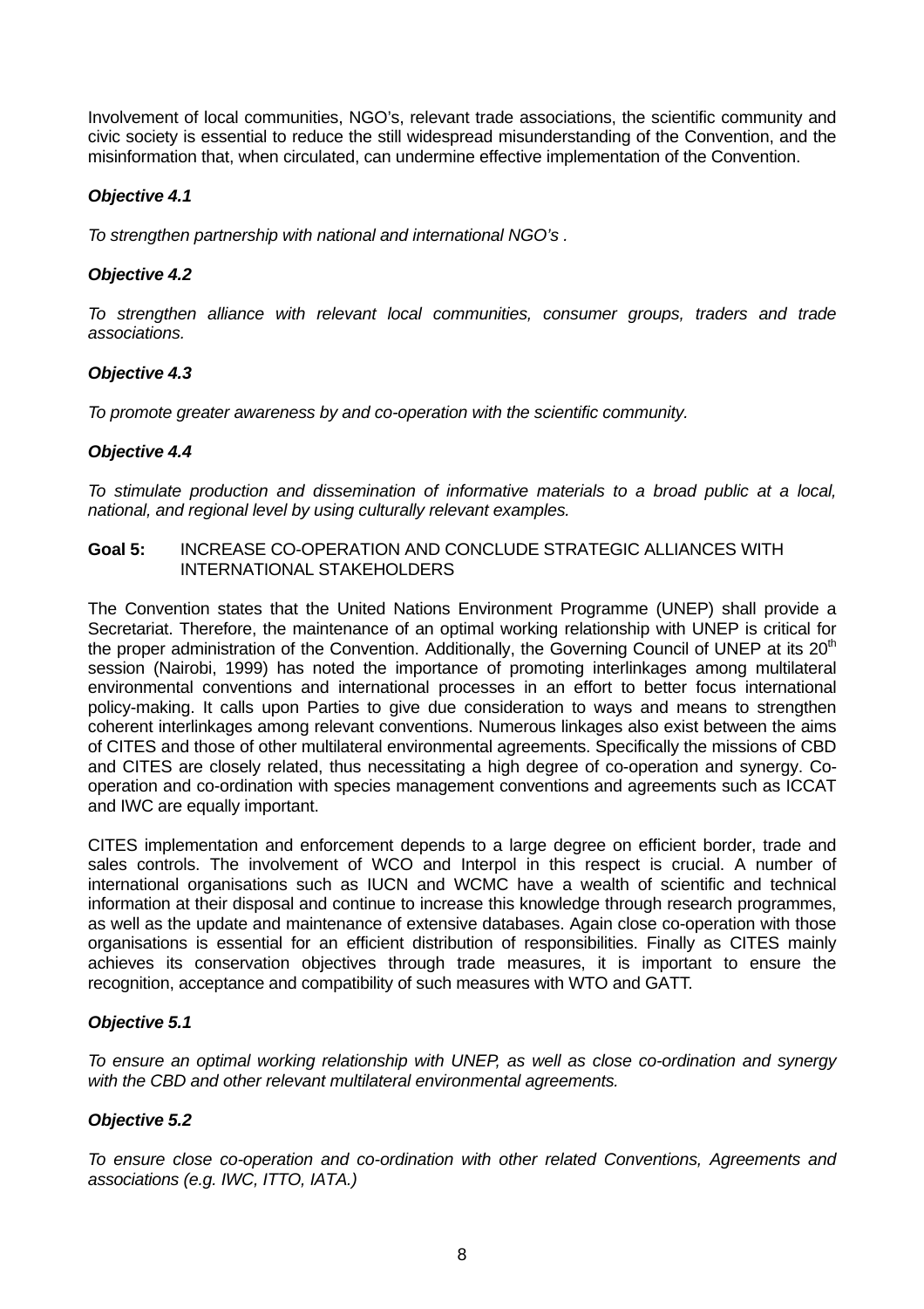Involvement of local communities, NGO's, relevant trade associations, the scientific community and civic society is essential to reduce the still widespread misunderstanding of the Convention, and the misinformation that, when circulated, can undermine effective implementation of the Convention.

***Objective 4.1***

*To strengthen partnership with national and international NGO's .*

***Objective 4.2***

*To strengthen alliance with relevant local communities, consumer groups, traders and trade associations.*

***Objective 4.3***

*To promote greater awareness by and co-operation with the scientific community.*

***Objective 4.4***

*To stimulate production and dissemination of informative materials to a broad public at a local, national, and regional level by using culturally relevant examples.*

**Goal 5:** INCREASE CO-OPERATION AND CONCLUDE STRATEGIC ALLIANCES WITH INTERNATIONAL STAKEHOLDERS

The Convention states that the United Nations Environment Programme (UNEP) shall provide a Secretariat. Therefore, the maintenance of an optimal working relationship with UNEP is critical for the proper administration of the Convention. Additionally, the Governing Council of UNEP at its 20th session (Nairobi, 1999) has noted the importance of promoting interlinkages among multilateral environmental conventions and international processes in an effort to better focus international policy-making. It calls upon Parties to give due consideration to ways and means to strengthen coherent interlinkages among relevant conventions. Numerous linkages also exist between the aims of CITES and those of other multilateral environmental agreements. Specifically the missions of CBD and CITES are closely related, thus necessitating a high degree of co-operation and synergy. Co-operation and co-ordination with species management conventions and agreements such as ICCAT and IWC are equally important.

CITES implementation and enforcement depends to a large degree on efficient border, trade and sales controls. The involvement of WCO and Interpol in this respect is crucial. A number of international organisations such as IUCN and WCMC have a wealth of scientific and technical information at their disposal and continue to increase this knowledge through research programmes, as well as the update and maintenance of extensive databases. Again close co-operation with those organisations is essential for an efficient distribution of responsibilities. Finally as CITES mainly achieves its conservation objectives through trade measures, it is important to ensure the recognition, acceptance and compatibility of such measures with WTO and GATT.

***Objective 5.1***

*To ensure an optimal working relationship with UNEP, as well as close co-ordination and synergy with the CBD and other relevant multilateral environmental agreements.*

***Objective 5.2***

*To ensure close co-operation and co-ordination with other related Conventions, Agreements and associations (e.g. IWC, ITTO, IATA.)*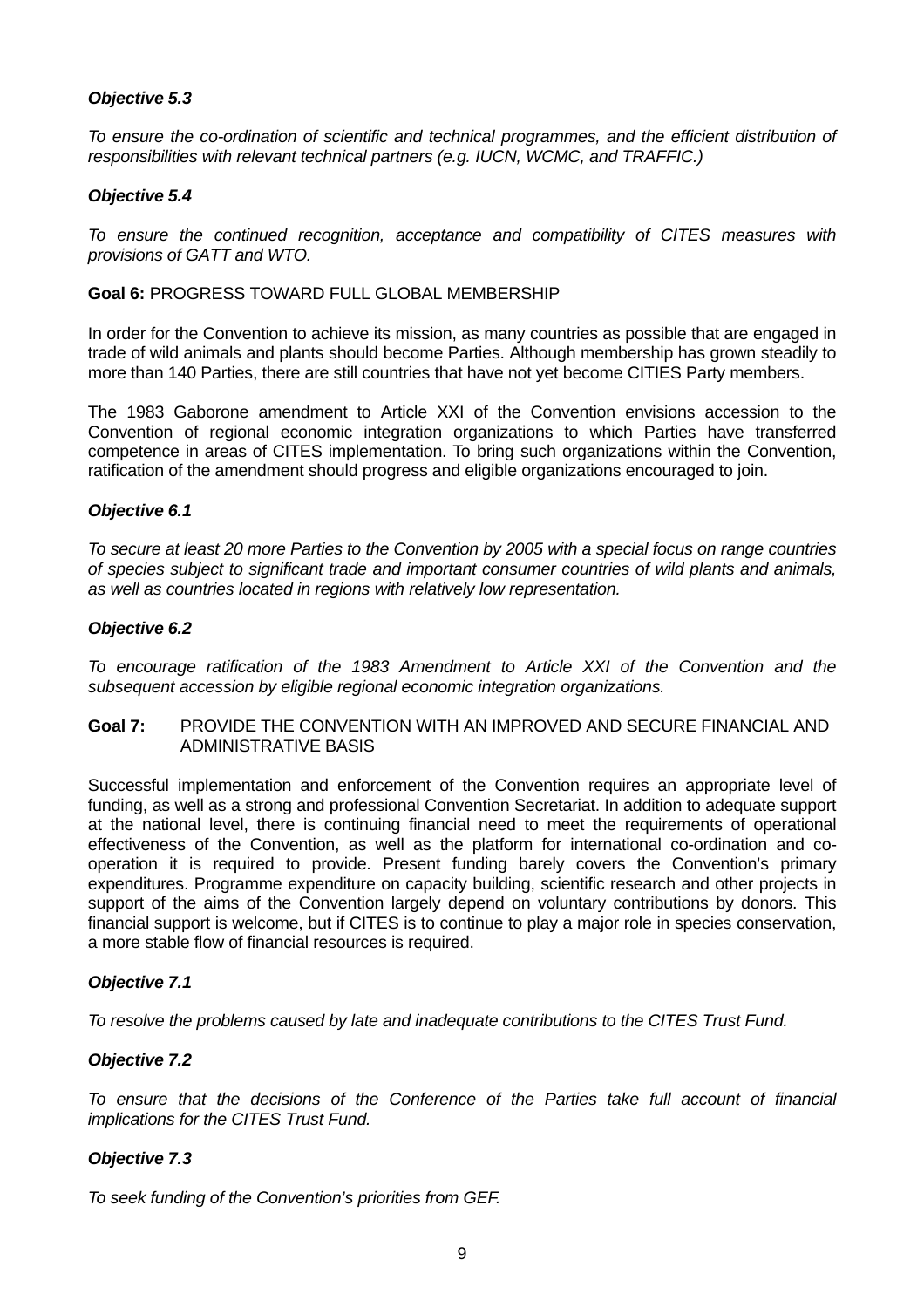***Objective 5.3***

*To ensure the co-ordination of scientific and technical programmes, and the efficient distribution of responsibilities with relevant technical partners (e.g. IUCN, WCMC, and TRAFFIC.)*

***Objective 5.4***

*To ensure the continued recognition, acceptance and compatibility of CITES measures with provisions of GATT and WTO.*

**Goal 6:** PROGRESS TOWARD FULL GLOBAL MEMBERSHIP

In order for the Convention to achieve its mission, as many countries as possible that are engaged in trade of wild animals and plants should become Parties. Although membership has grown steadily to more than 140 Parties, there are still countries that have not yet become CITIES Party members.

The 1983 Gaborone amendment to Article XXI of the Convention envisions accession to the Convention of regional economic integration organizations to which Parties have transferred competence in areas of CITES implementation. To bring such organizations within the Convention, ratification of the amendment should progress and eligible organizations encouraged to join.

***Objective 6.1***

*To secure at least 20 more Parties to the Convention by 2005 with a special focus on range countries of species subject to significant trade and important consumer countries of wild plants and animals, as well as countries located in regions with relatively low representation.*

***Objective 6.2***

*To encourage ratification of the 1983 Amendment to Article XXI of the Convention and the subsequent accession by eligible regional economic integration organizations.*

**Goal 7:** PROVIDE THE CONVENTION WITH AN IMPROVED AND SECURE FINANCIAL AND ADMINISTRATIVE BASIS

Successful implementation and enforcement of the Convention requires an appropriate level of funding, as well as a strong and professional Convention Secretariat. In addition to adequate support at the national level, there is continuing financial need to meet the requirements of operational effectiveness of the Convention, as well as the platform for international co-ordination and co-operation it is required to provide. Present funding barely covers the Convention's primary expenditures. Programme expenditure on capacity building, scientific research and other projects in support of the aims of the Convention largely depend on voluntary contributions by donors. This financial support is welcome, but if CITES is to continue to play a major role in species conservation, a more stable flow of financial resources is required.

***Objective 7.1***

*To resolve the problems caused by late and inadequate contributions to the CITES Trust Fund.*

***Objective 7.2***

*To ensure that the decisions of the Conference of the Parties take full account of financial implications for the CITES Trust Fund.*

***Objective 7.3***

*To seek funding of the Convention's priorities from GEF.*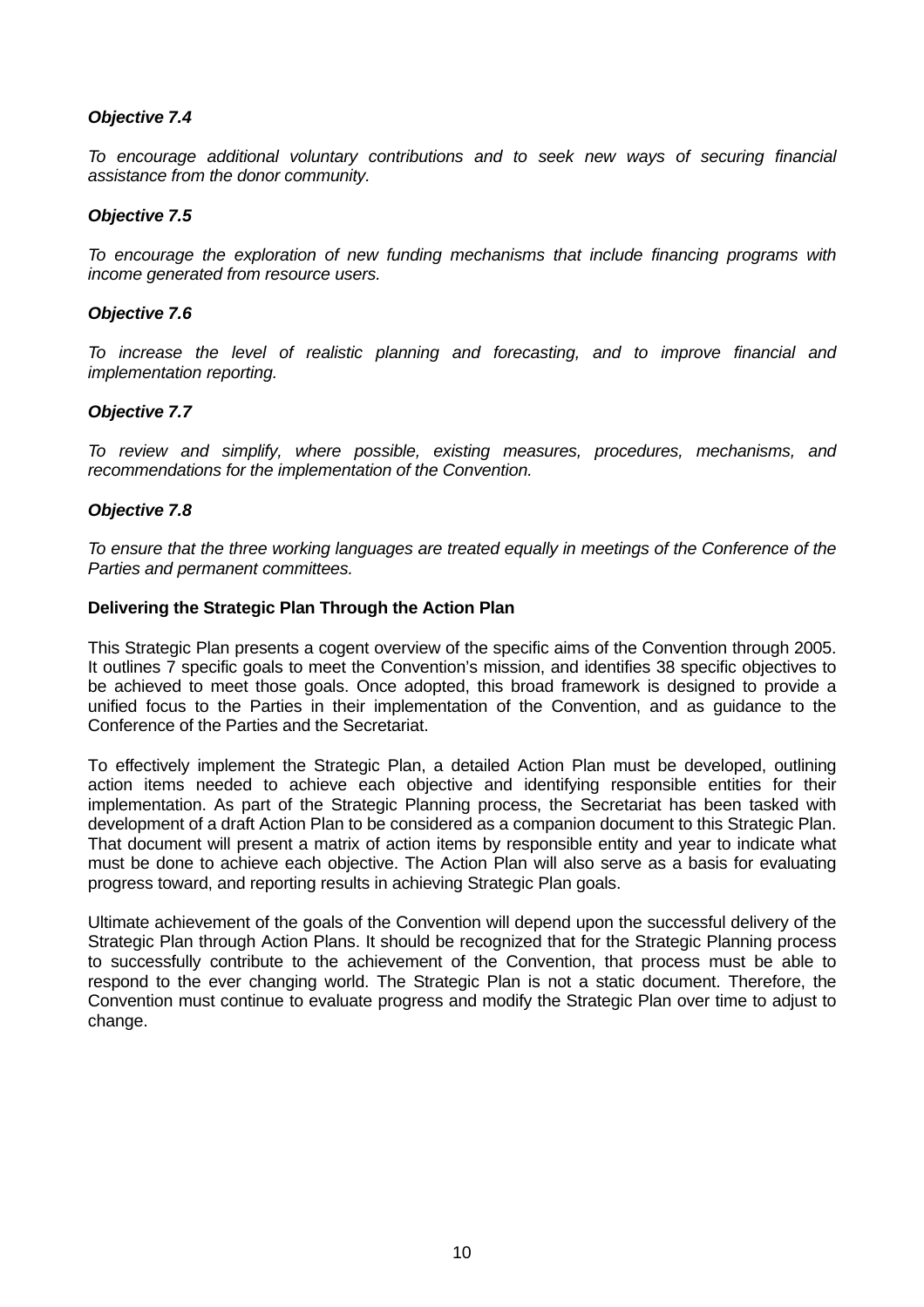***Objective 7.4***

*To encourage additional voluntary contributions and to seek new ways of securing financial assistance from the donor community.*

***Objective 7.5***

*To encourage the exploration of new funding mechanisms that include financing programs with income generated from resource users.*

***Objective 7.6***

*To increase the level of realistic planning and forecasting, and to improve financial and implementation reporting.*

***Objective 7.7***

*To review and simplify, where possible, existing measures, procedures, mechanisms, and recommendations for the implementation of the Convention.*

***Objective 7.8***

*To ensure that the three working languages are treated equally in meetings of the Conference of the Parties and permanent committees.*

**Delivering the Strategic Plan Through the Action Plan**

This Strategic Plan presents a cogent overview of the specific aims of the Convention through 2005. It outlines 7 specific goals to meet the Convention's mission, and identifies 38 specific objectives to be achieved to meet those goals. Once adopted, this broad framework is designed to provide a unified focus to the Parties in their implementation of the Convention, and as guidance to the Conference of the Parties and the Secretariat.

To effectively implement the Strategic Plan, a detailed Action Plan must be developed, outlining action items needed to achieve each objective and identifying responsible entities for their implementation. As part of the Strategic Planning process, the Secretariat has been tasked with development of a draft Action Plan to be considered as a companion document to this Strategic Plan. That document will present a matrix of action items by responsible entity and year to indicate what must be done to achieve each objective. The Action Plan will also serve as a basis for evaluating progress toward, and reporting results in achieving Strategic Plan goals.

Ultimate achievement of the goals of the Convention will depend upon the successful delivery of the Strategic Plan through Action Plans. It should be recognized that for the Strategic Planning process to successfully contribute to the achievement of the Convention, that process must be able to respond to the ever changing world. The Strategic Plan is not a static document. Therefore, the Convention must continue to evaluate progress and modify the Strategic Plan over time to adjust to change.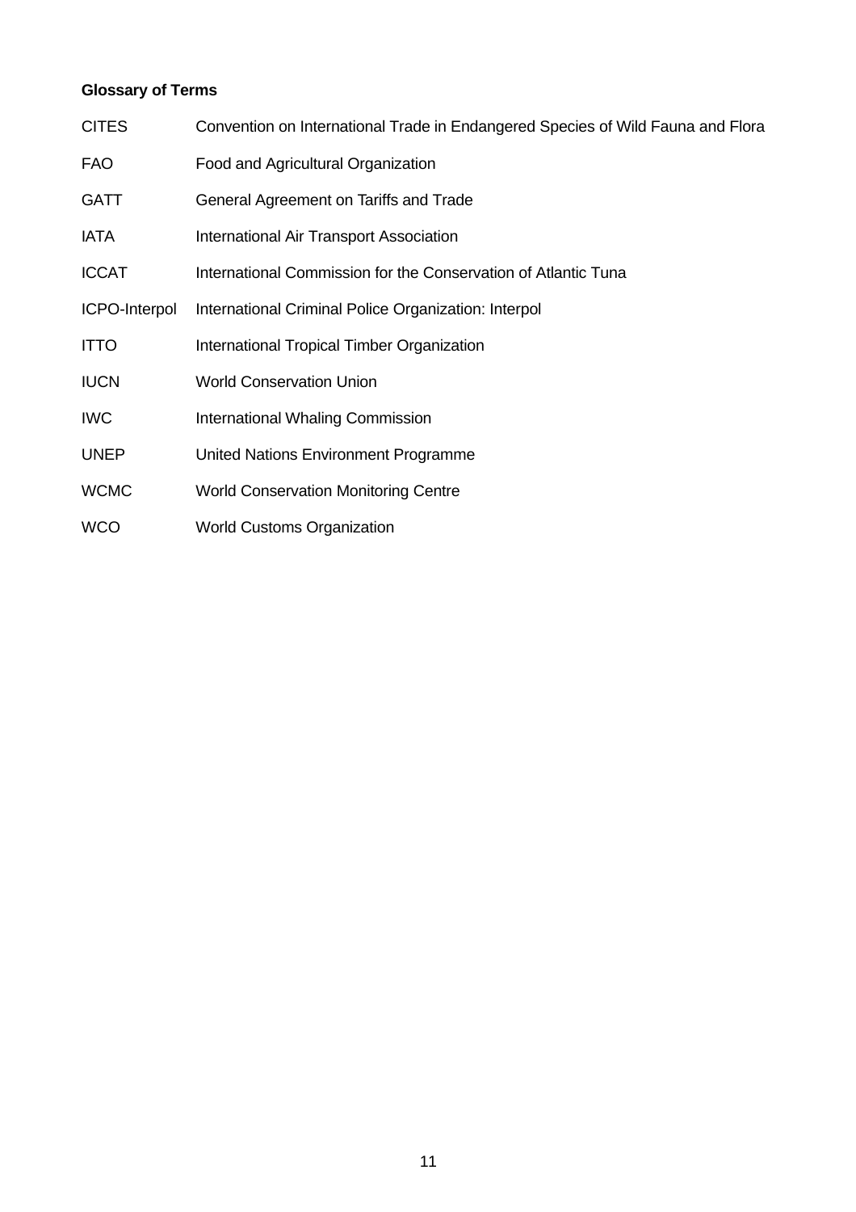**Glossary of Terms**

| | |
|---|---|
| CITES | Convention on International Trade in Endangered Species of Wild Fauna and Flora |
| FAO | Food and Agricultural Organization |
| GATT | General Agreement on Tariffs and Trade |
| IATA | International Air Transport Association |
| ICCAT | International Commission for the Conservation of Atlantic Tuna |
| ICPO-Interpol | International Criminal Police Organization: Interpol |
| ITTO | International Tropical Timber Organization |
| IUCN | World Conservation Union |
| IWC | International Whaling Commission |
| UNEP | United Nations Environment Programme |
| WCMC | World Conservation Monitoring Centre |
| WCO | World Customs Organization |